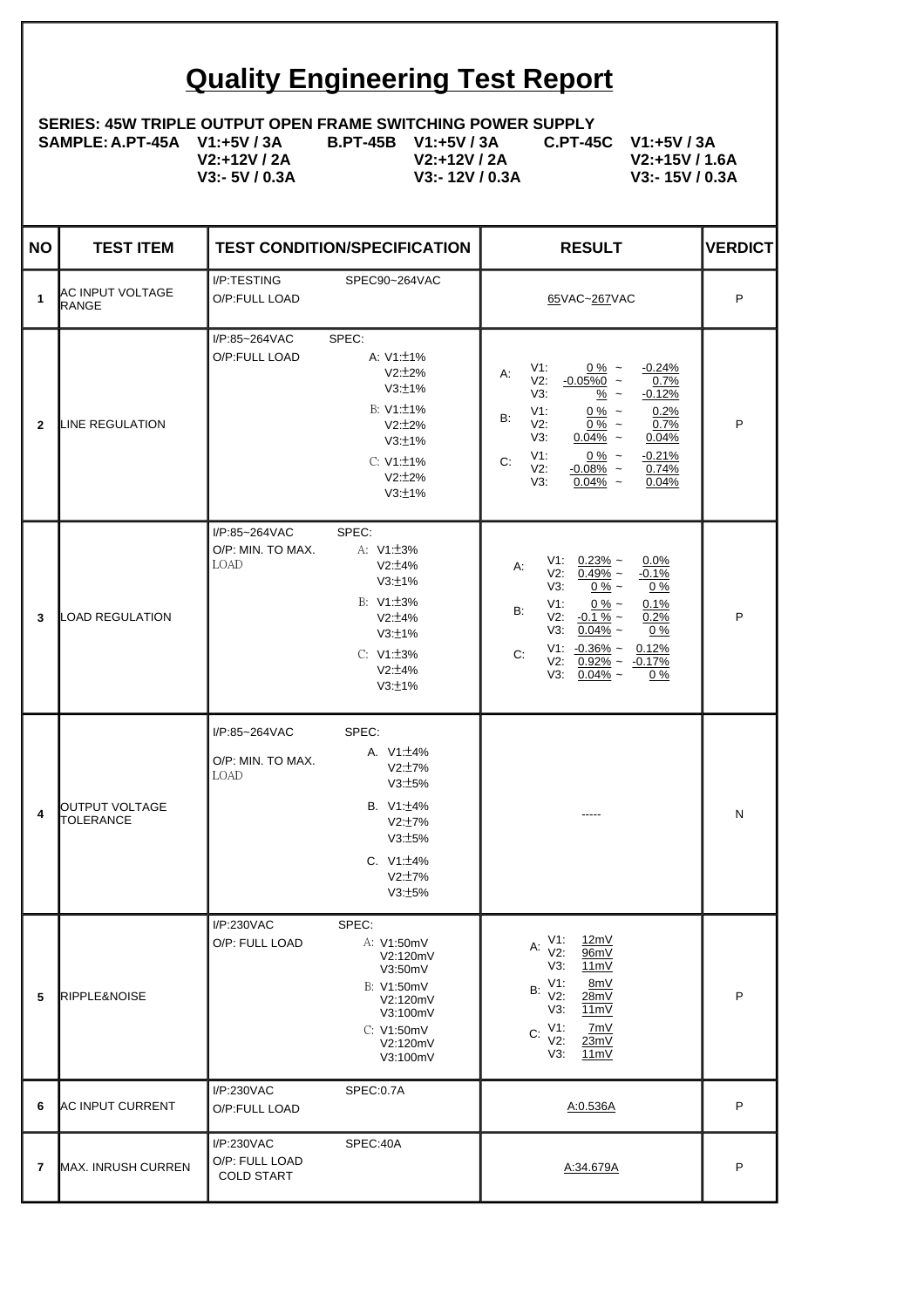# Quality Engineering Test Report

**SERIES: 45W TRIPLE OUTPUT OPEN FRAME SWITCHING POWER SUPPLY**

**SAMPLE: A.PT-45A V1:+5V / 3A V2:+12V / 2A V3:- 5V / 0.3A**
**B.PT-45B V1:+5V / 3A V2:+12V / 2A V3:- 12V / 0.3A**
**C.PT-45C V1:+5V / 3A V2:+15V / 1.6A V3:- 15V / 0.3A**

| NO | TEST ITEM | TEST CONDITION/SPECIFICATION | RESULT | VERDICT |
|---|---|---|---|---|
| 1 | AC INPUT VOLTAGE RANGE | I/P:TESTING SPEC90~264VAC<br>O/P:FULL LOAD | 65VAC~267VAC | P |
| 2 | LINE REGULATION | I/P:85~264VAC<br>O/P:FULL LOAD<br>SPEC:<br>A: V1:±1% V2:±2% V3:±1%<br>B: V1:±1% V2:±2% V3:±1%<br>C: V1:±1% V2:±2% V3:±1% | A: V1: 0 % ~ -0.24%; V2: -0.05%0 ~ 0.7%; V3: % ~ -0.12%<br>B: V1: 0 % ~ 0.2%; V2: 0 % ~ 0.7%; V3: 0.04% ~ 0.04%<br>C: V1: 0 % ~ -0.21%; V2: -0.08% ~ 0.74%; V3: 0.04% ~ 0.04% | P |
| 3 | LOAD REGULATION | I/P:85~264VAC<br>O/P: MIN. TO MAX. LOAD<br>SPEC:<br>A: V1:±3% V2:±4% V3:±1%<br>B: V1:±3% V2:±4% V3:±1%<br>C: V1:±3% V2:±4% V3:±1% | A: V1: 0.23% ~ 0.0%; V2: 0.49% ~ -0.1%; V3: 0 % ~ 0 %<br>B: V1: 0 % ~ 0.1%; V2: -0.1 % ~ 0.2%; V3: 0.04% ~ 0 %<br>C: V1: -0.36% ~ 0.12%; V2: 0.92% ~ -0.17%; V3: 0.04% ~ 0 % | P |
| 4 | OUTPUT VOLTAGE TOLERANCE | I/P:85~264VAC<br>O/P: MIN. TO MAX. LOAD<br>SPEC:<br>A. V1:±4% V2:±7% V3:±5%<br>B. V1:±4% V2:±7% V3:±5%<br>C. V1:±4% V2:±7% V3:±5% | ----- | N |
| 5 | RIPPLE&NOISE | I/P:230VAC<br>O/P: FULL LOAD<br>SPEC:<br>A: V1:50mV V2:120mV V3:50mV<br>B: V1:50mV V2:120mV V3:100mV<br>C: V1:50mV V2:120mV V3:100mV | A: V1: 12mV; V2: 96mV; V3: 11mV<br>B: V1: 8mV; V2: 28mV; V3: 11mV<br>C: V1: 7mV; V2: 23mV; V3: 11mV | P |
| 6 | AC INPUT CURRENT | I/P:230VAC SPEC:0.7A<br>O/P:FULL LOAD | A:0.536A | P |
| 7 | MAX. INRUSH CURREN | I/P:230VAC SPEC:40A<br>O/P: FULL LOAD<br>COLD START | A:34.679A | P |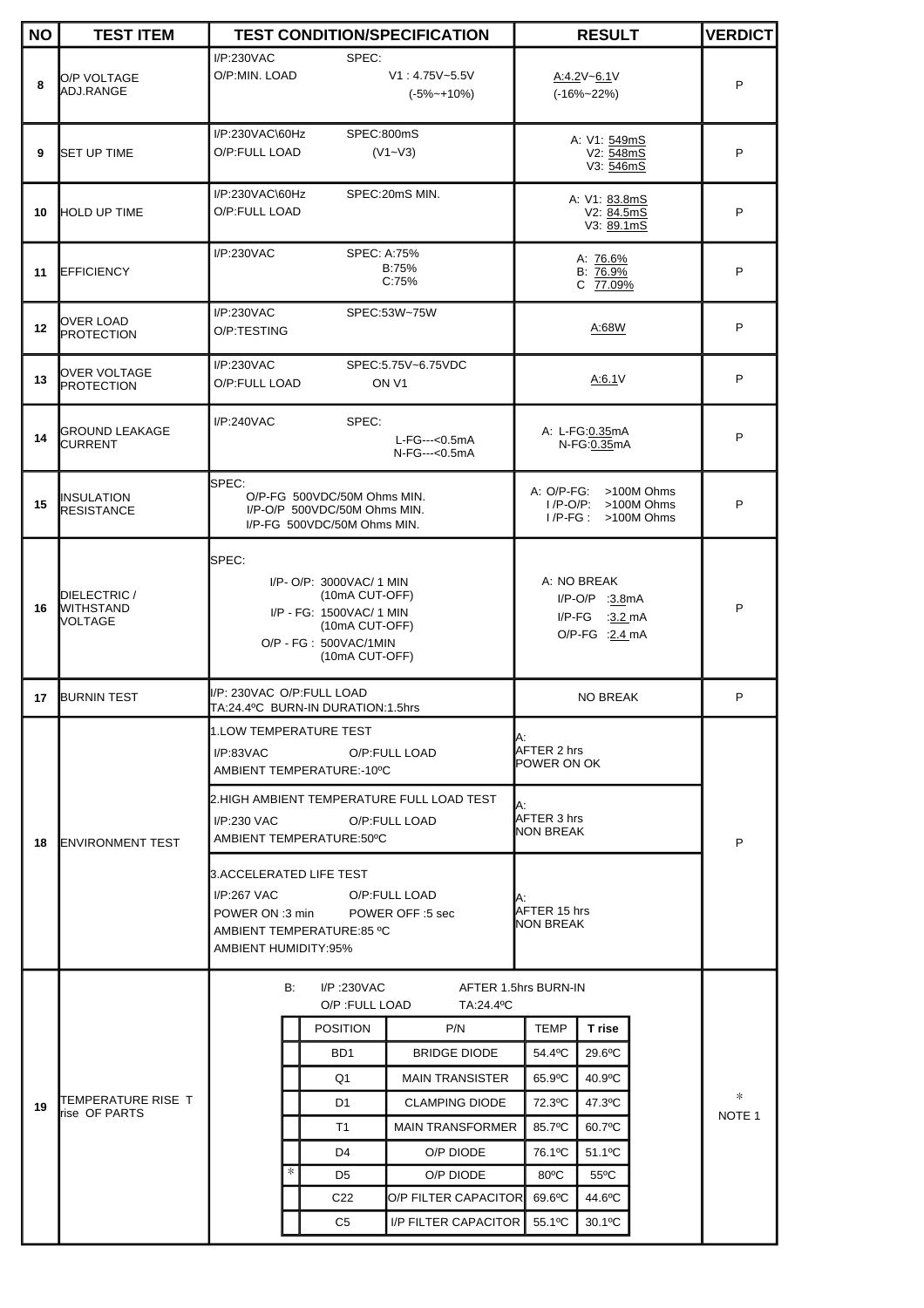| NO | TEST ITEM | TEST CONDITION/SPECIFICATION | RESULT | VERDICT |
|---|---|---|---|---|
| 8 | O/P VOLTAGE ADJ.RANGE | I/P:230VAC SPEC:<br>O/P:MIN. LOAD V1 : 4.75V~5.5V<br>(-5%~+10%) | A:4.2V~6.1V<br>(-16%~22%) | P |
| 9 | SET UP TIME | I/P:230VAC\60Hz SPEC:800mS<br>O/P:FULL LOAD (V1~V3) | A: V1: 549mS<br>V2: 548mS<br>V3: 546mS | P |
| 10 | HOLD UP TIME | I/P:230VAC\60Hz SPEC:20mS MIN.<br>O/P:FULL LOAD | A: V1: 83.8mS<br>V2: 84.5mS<br>V3: 89.1mS | P |
| 11 | EFFICIENCY | I/P:230VAC SPEC: A:75%<br>B:75%<br>C:75% | A: 76.6%<br>B: 76.9%<br>C 77.09% | P |
| 12 | OVER LOAD PROTECTION | I/P:230VAC SPEC:53W~75W<br>O/P:TESTING | A:68W | P |
| 13 | OVER VOLTAGE PROTECTION | I/P:230VAC SPEC:5.75V~6.75VDC<br>O/P:FULL LOAD ON V1 | A:6.1V | P |
| 14 | GROUND LEAKAGE CURRENT | I/P:240VAC SPEC:<br>L-FG---<0.5mA<br>N-FG---<0.5mA | A: L-FG:0.35mA<br>N-FG:0.35mA | P |
| 15 | INSULATION RESISTANCE | SPEC:<br>O/P-FG 500VDC/50M Ohms MIN.<br>I/P-O/P 500VDC/50M Ohms MIN.<br>I/P-FG 500VDC/50M Ohms MIN. | A: O/P-FG: >100M Ohms<br>I /P-O/P: >100M Ohms<br>I /P-FG : >100M Ohms | P |
| 16 | DIELECTRIC / WITHSTAND VOLTAGE | SPEC:<br>I/P- O/P: 3000VAC/ 1 MIN (10mA CUT-OFF)<br>I/P - FG: 1500VAC/ 1 MIN (10mA CUT-OFF)<br>O/P - FG : 500VAC/1MIN (10mA CUT-OFF) | A: NO BREAK<br>I/P-O/P :3.8mA<br>I/P-FG :3.2 mA<br>O/P-FG :2.4 mA | P |
| 17 | BURNIN TEST | I/P: 230VAC O/P:FULL LOAD<br>TA:24.4ºC BURN-IN DURATION:1.5hrs | NO BREAK | P |
| 18 | ENVIRONMENT TEST | 1.LOW TEMPERATURE TEST<br>I/P:83VAC O/P:FULL LOAD<br>AMBIENT TEMPERATURE:-10ºC | A:<br>AFTER 2 hrs<br>POWER ON OK | P |
| | | 2.HIGH AMBIENT TEMPERATURE FULL LOAD TEST<br>I/P:230 VAC O/P:FULL LOAD<br>AMBIENT TEMPERATURE:50ºC | A:<br>AFTER 3 hrs<br>NON BREAK | |
| | | 3.ACCELERATED LIFE TEST<br>I/P:267 VAC O/P:FULL LOAD<br>POWER ON :3 min POWER OFF :5 sec<br>AMBIENT TEMPERATURE:85 ºC<br>AMBIENT HUMIDITY:95% | A:<br>AFTER 15 hrs<br>NON BREAK | |
| 19 | TEMPERATURE RISE T rise OF PARTS | B: I/P :230VAC AFTER 1.5hrs BURN-IN<br>O/P :FULL LOAD TA:24.4ºC | | * NOTE 1 |

| | POSITION | P/N | TEMP | T rise |
|---|---|---|---|---|
| | BD1 | BRIDGE DIODE | 54.4ºC | 29.6ºC |
| | Q1 | MAIN TRANSISTER | 65.9ºC | 40.9ºC |
| | D1 | CLAMPING DIODE | 72.3ºC | 47.3ºC |
| | T1 | MAIN TRANSFORMER | 85.7ºC | 60.7ºC |
| | D4 | O/P DIODE | 76.1ºC | 51.1ºC |
| * | D5 | O/P DIODE | 80ºC | 55ºC |
| | C22 | O/P FILTER CAPACITOR | 69.6ºC | 44.6ºC |
| | C5 | I/P FILTER CAPACITOR | 55.1ºC | 30.1ºC |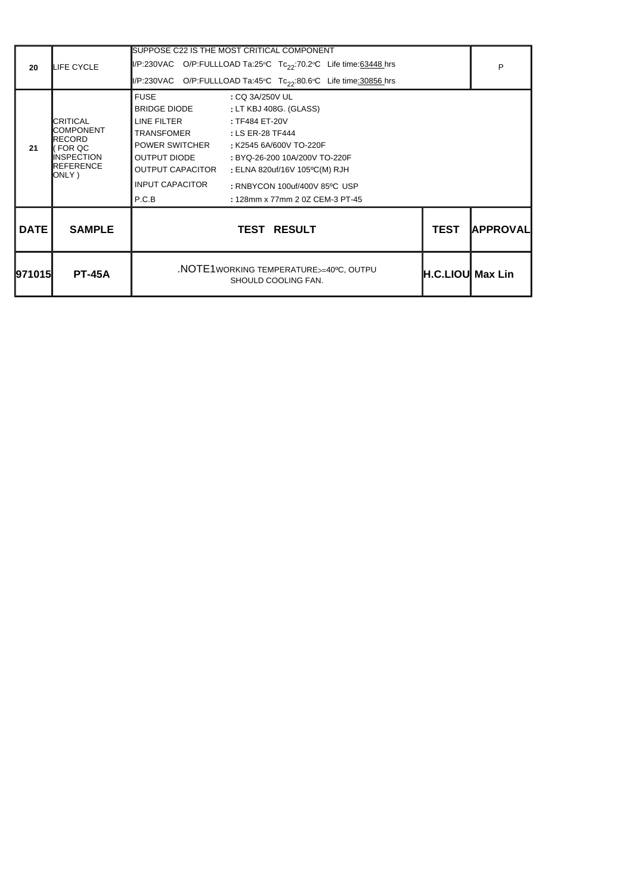| | | | | |
|---|---|---|---|---|
| 20 | LIFE CYCLE | SUPPOSE C22 IS THE MOST CRITICAL COMPONENT<br>I/P:230VAC O/P:FULLLOAD Ta:25℃ $Tc_{22}$:70.2℃ Life time:63448 hrs<br>I/P:230VAC O/P:FULLLOAD Ta:45℃ $Tc_{22}$:80.6℃ Life time:30856 hrs | | P |
| 21 | CRITICAL COMPONENT RECORD ( FOR QC INSPECTION REFERENCE ONLY ) | FUSE : CQ 3A/250V UL<br>BRIDGE DIODE : LT KBJ 408G. (GLASS)<br>LINE FILTER : TF484 ET-20V<br>TRANSFOMER : LS ER-28 TF444<br>POWER SWITCHER : K2545 6A/600V TO-220F<br>OUTPUT DIODE : BYQ-26-200 10A/200V TO-220F<br>OUTPUT CAPACITOR : ELNA 820uf/16V 105ºC(M) RJH<br>INPUT CAPACITOR : RNBYCON 100uf/400V 85ºC USP<br>P.C.B : 128mm x 77mm 2 0Z CEM-3 PT-45 | | |
| **DATE** | **SAMPLE** | **TEST RESULT** | **TEST** | **APPROVAL** |
| **971015** | **PT-45A** | .NOTE1WORKING TEMPERATURE>=40ºC, OUTPU SHOULD COOLING FAN. | **H.C.LIOU** | **Max Lin** |